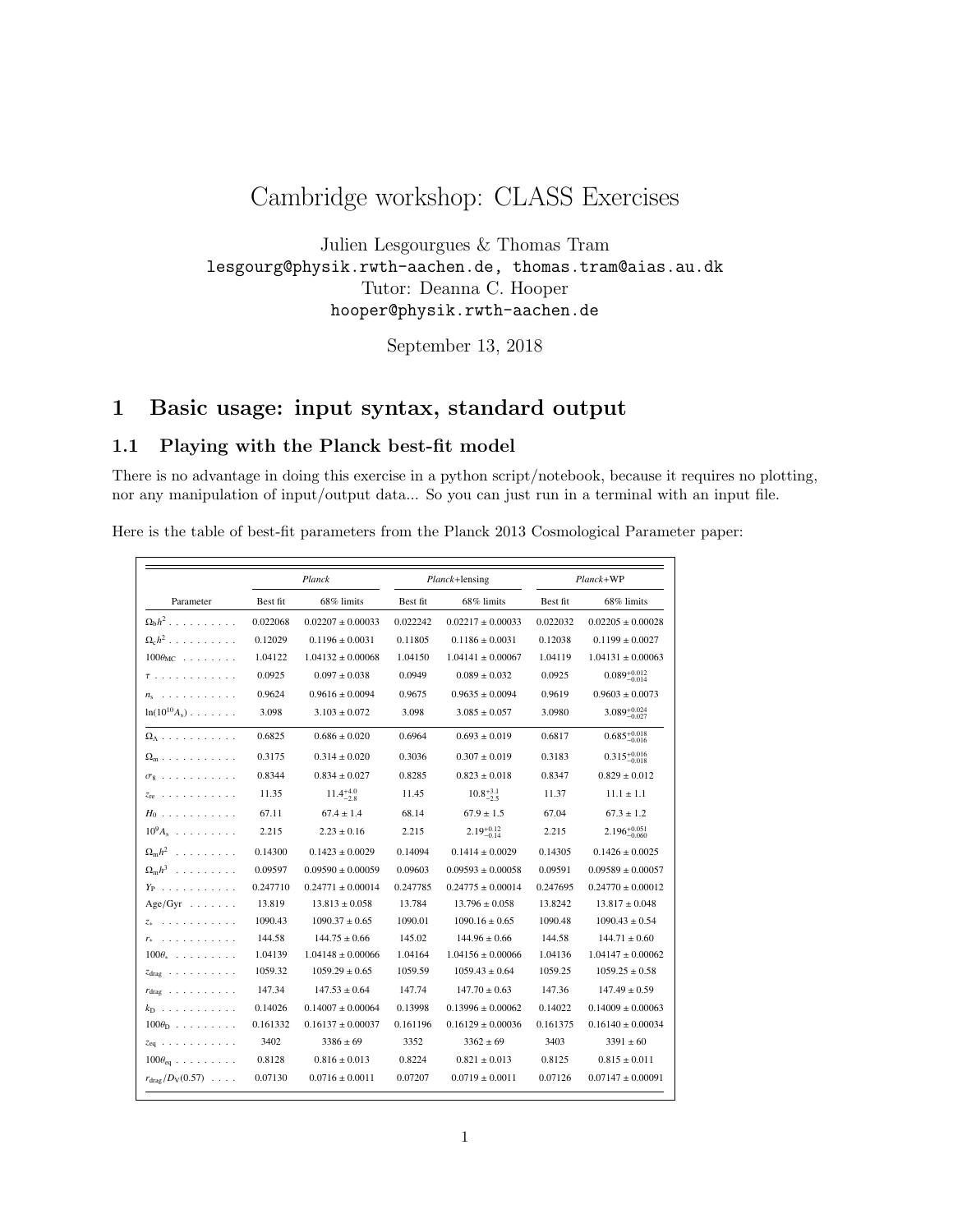# Cambridge workshop: CLASS Exercises

Julien Lesgourgues & Thomas Tram
lesgourg@physik.rwth-aachen.de, thomas.tram@aias.au.dk
Tutor: Deanna C. Hooper
hooper@physik.rwth-aachen.de

September 13, 2018

## 1 Basic usage: input syntax, standard output

### 1.1 Playing with the Planck best-fit model

There is no advantage in doing this exercise in a python script/notebook, because it requires no plotting, nor any manipulation of input/output data... So you can just run in a terminal with an input file.

Here is the table of best-fit parameters from the Planck 2013 Cosmological Parameter paper:

| | *Planck* | | *Planck*+lensing | | *Planck*+WP | |
|---|---|---|---|---|---|---|
| Parameter | Best fit | 68% limits | Best fit | 68% limits | Best fit | 68% limits |
| $\Omega_b h^2$ | 0.022068 | $0.02207 \pm 0.00033$ | 0.022242 | $0.02217 \pm 0.00033$ | 0.022032 | $0.02205 \pm 0.00028$ |
| $\Omega_c h^2$ | 0.12029 | $0.1196 \pm 0.0031$ | 0.11805 | $0.1186 \pm 0.0031$ | 0.12038 | $0.1199 \pm 0.0027$ |
| $100\theta_{MC}$ | 1.04122 | $1.04132 \pm 0.00068$ | 1.04150 | $1.04141 \pm 0.00067$ | 1.04119 | $1.04131 \pm 0.00063$ |
| $\tau$ | 0.0925 | $0.097 \pm 0.038$ | 0.0949 | $0.089 \pm 0.032$ | 0.0925 | $0.089^{+0.012}_{-0.014}$ |
| $n_s$ | 0.9624 | $0.9616 \pm 0.0094$ | 0.9675 | $0.9635 \pm 0.0094$ | 0.9619 | $0.9603 \pm 0.0073$ |
| $\ln(10^{10} A_s)$ | 3.098 | $3.103 \pm 0.072$ | 3.098 | $3.085 \pm 0.057$ | 3.0980 | $3.089^{+0.024}_{-0.027}$ |
| $\Omega_\Lambda$ | 0.6825 | $0.686 \pm 0.020$ | 0.6964 | $0.693 \pm 0.019$ | 0.6817 | $0.685^{+0.018}_{-0.016}$ |
| $\Omega_m$ | 0.3175 | $0.314 \pm 0.020$ | 0.3036 | $0.307 \pm 0.019$ | 0.3183 | $0.315^{+0.016}_{-0.018}$ |
| $\sigma_8$ | 0.8344 | $0.834 \pm 0.027$ | 0.8285 | $0.823 \pm 0.018$ | 0.8347 | $0.829 \pm 0.012$ |
| $z_{re}$ | 11.35 | $11.4^{+4.0}_{-2.8}$ | 11.45 | $10.8^{+3.1}_{-2.5}$ | 11.37 | $11.1 \pm 1.1$ |
| $H_0$ | 67.11 | $67.4 \pm 1.4$ | 68.14 | $67.9 \pm 1.5$ | 67.04 | $67.3 \pm 1.2$ |
| $10^9 A_s$ | 2.215 | $2.23 \pm 0.16$ | 2.215 | $2.19^{+0.12}_{-0.14}$ | 2.215 | $2.196^{+0.051}_{-0.060}$ |
| $\Omega_m h^2$ | 0.14300 | $0.1423 \pm 0.0029$ | 0.14094 | $0.1414 \pm 0.0029$ | 0.14305 | $0.1426 \pm 0.0025$ |
| $\Omega_m h^3$ | 0.09597 | $0.09590 \pm 0.00059$ | 0.09603 | $0.09593 \pm 0.00058$ | 0.09591 | $0.09589 \pm 0.00057$ |
| $Y_P$ | 0.247710 | $0.24771 \pm 0.00014$ | 0.247785 | $0.24775 \pm 0.00014$ | 0.247695 | $0.24770 \pm 0.00012$ |
| Age/Gyr | 13.819 | $13.813 \pm 0.058$ | 13.784 | $13.796 \pm 0.058$ | 13.8242 | $13.817 \pm 0.048$ |
| $z_*$ | 1090.43 | $1090.37 \pm 0.65$ | 1090.01 | $1090.16 \pm 0.65$ | 1090.48 | $1090.43 \pm 0.54$ |
| $r_*$ | 144.58 | $144.75 \pm 0.66$ | 145.02 | $144.96 \pm 0.66$ | 144.58 | $144.71 \pm 0.60$ |
| $100\theta_*$ | 1.04139 | $1.04148 \pm 0.00066$ | 1.04164 | $1.04156 \pm 0.00066$ | 1.04136 | $1.04147 \pm 0.00062$ |
| $z_{drag}$ | 1059.32 | $1059.29 \pm 0.65$ | 1059.59 | $1059.43 \pm 0.64$ | 1059.25 | $1059.25 \pm 0.58$ |
| $r_{drag}$ | 147.34 | $147.53 \pm 0.64$ | 147.74 | $147.70 \pm 0.63$ | 147.36 | $147.49 \pm 0.59$ |
| $k_D$ | 0.14026 | $0.14007 \pm 0.00064$ | 0.13998 | $0.13996 \pm 0.00062$ | 0.14022 | $0.14009 \pm 0.00063$ |
| $100\theta_D$ | 0.161332 | $0.16137 \pm 0.00037$ | 0.161196 | $0.16129 \pm 0.00036$ | 0.161375 | $0.16140 \pm 0.00034$ |
| $z_{eq}$ | 3402 | $3386 \pm 69$ | 3352 | $3362 \pm 69$ | 3403 | $3391 \pm 60$ |
| $100\theta_{eq}$ | 0.8128 | $0.816 \pm 0.013$ | 0.8224 | $0.821 \pm 0.013$ | 0.8125 | $0.815 \pm 0.011$ |
| $r_{drag}/D_V(0.57)$ | 0.07130 | $0.0716 \pm 0.0011$ | 0.07207 | $0.0719 \pm 0.0011$ | 0.07126 | $0.07147 \pm 0.00091$ |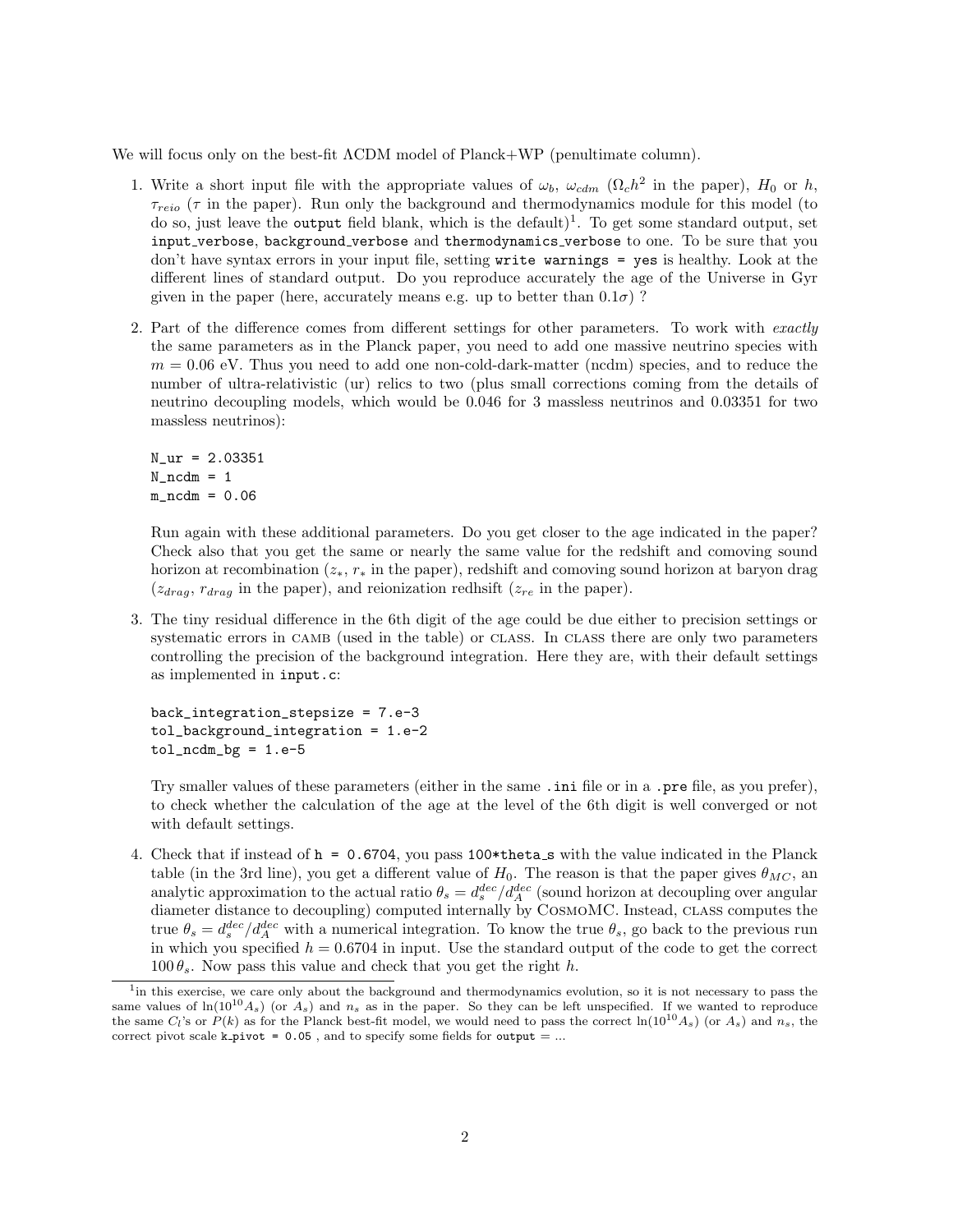We will focus only on the best-fit ΛCDM model of Planck+WP (penultimate column).

1. Write a short input file with the appropriate values of $\omega_b$, $\omega_{cdm}$ ($\Omega_c h^2$ in the paper), $H_0$ or $h$, $\tau_{reio}$ ($\tau$ in the paper). Run only the background and thermodynamics module for this model (to do so, just leave the `output` field blank, which is the default)[1]. To get some standard output, set `input_verbose`, `background_verbose` and `thermodynamics_verbose` to one. To be sure that you don't have syntax errors in your input file, setting `write warnings = yes` is healthy. Look at the different lines of standard output. Do you reproduce accurately the age of the Universe in Gyr given in the paper (here, accurately means e.g. up to better than $0.1\sigma$) ?

2. Part of the difference comes from different settings for other parameters. To work with *exactly* the same parameters as in the Planck paper, you need to add one massive neutrino species with $m = 0.06$ eV. Thus you need to add one non-cold-dark-matter (ncdm) species, and to reduce the number of ultra-relativistic (ur) relics to two (plus small corrections coming from the details of neutrino decoupling models, which would be 0.046 for 3 massless neutrinos and 0.03351 for two massless neutrinos):

   ```
   N_ur = 2.03351
   N_ncdm = 1
   m_ncdm = 0.06
   ```

   Run again with these additional parameters. Do you get closer to the age indicated in the paper? Check also that you get the same or nearly the same value for the redshift and comoving sound horizon at recombination ($z_*$, $r_*$ in the paper), redshift and comoving sound horizon at baryon drag ($z_{drag}$, $r_{drag}$ in the paper), and reionization redhsift ($z_{re}$ in the paper).

3. The tiny residual difference in the 6th digit of the age could be due either to precision settings or systematic errors in CAMB (used in the table) or CLASS. In CLASS there are only two parameters controlling the precision of the background integration. Here they are, with their default settings as implemented in `input.c`:

   ```
   back_integration_stepsize = 7.e-3
   tol_background_integration = 1.e-2
   tol_ncdm_bg = 1.e-5
   ```

   Try smaller values of these parameters (either in the same `.ini` file or in a `.pre` file, as you prefer), to check whether the calculation of the age at the level of the 6th digit is well converged or not with default settings.

4. Check that if instead of `h = 0.6704`, you pass `100*theta_s` with the value indicated in the Planck table (in the 3rd line), you get a different value of $H_0$. The reason is that the paper gives $\theta_{MC}$, an analytic approximation to the actual ratio $\theta_s = d_s^{dec}/d_A^{dec}$ (sound horizon at decoupling over angular diameter distance to decoupling) computed internally by CosmoMC. Instead, CLASS computes the true $\theta_s = d_s^{dec}/d_A^{dec}$ with a numerical integration. To know the true $\theta_s$, go back to the previous run in which you specified $h = 0.6704$ in input. Use the standard output of the code to get the correct $100\,\theta_s$. Now pass this value and check that you get the right $h$.

[1] in this exercise, we care only about the background and thermodynamics evolution, so it is not necessary to pass the same values of $\ln(10^{10}A_s)$ (or $A_s$) and $n_s$ as in the paper. So they can be left unspecified. If we wanted to reproduce the same $C_l$'s or $P(k)$ as for the Planck best-fit model, we would need to pass the correct $\ln(10^{10}A_s)$ (or $A_s$) and $n_s$, the correct pivot scale `k_pivot = 0.05` , and to specify some fields for `output = ...`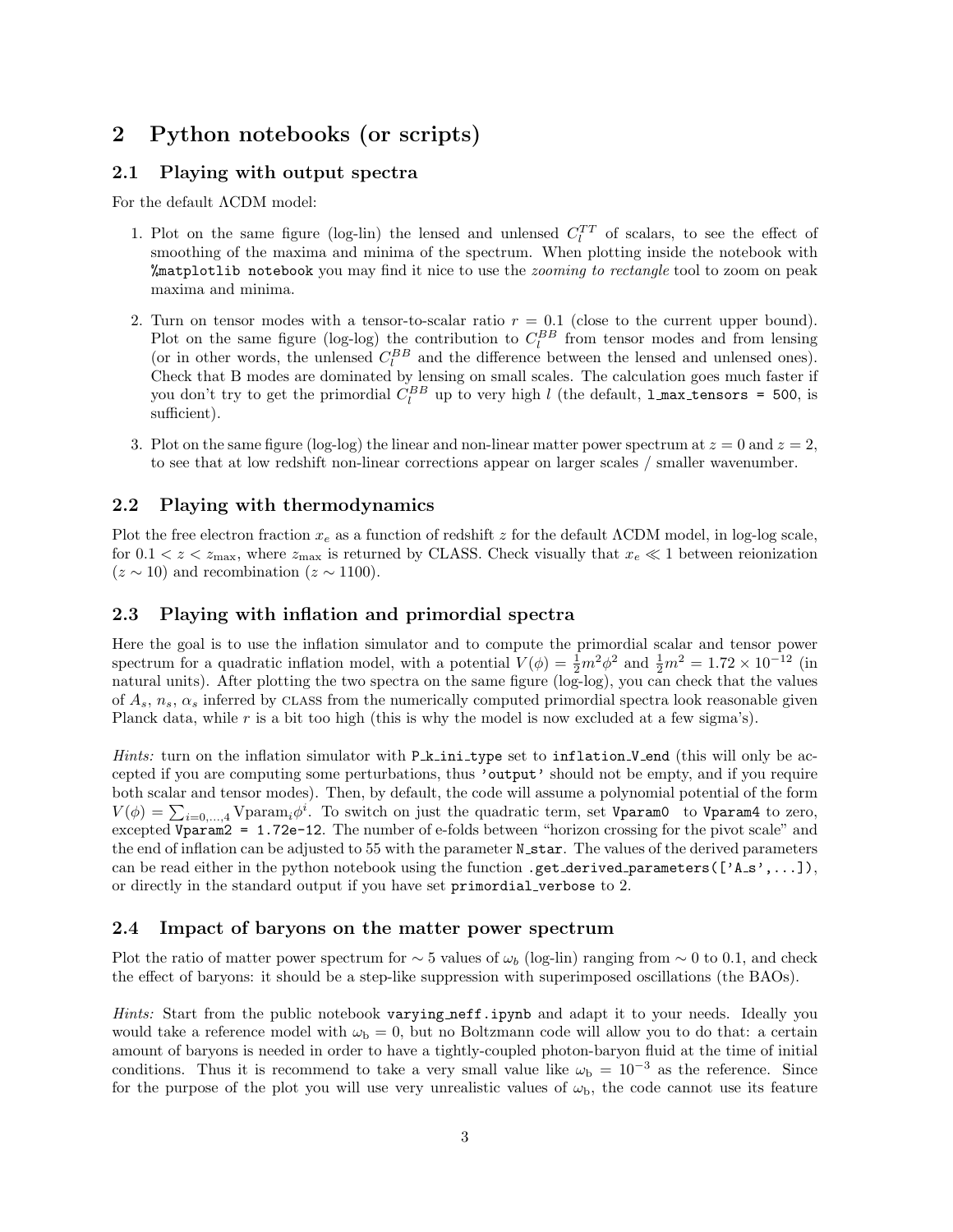## 2 Python notebooks (or scripts)

### 2.1 Playing with output spectra

For the default ΛCDM model:

1. Plot on the same figure (log-lin) the lensed and unlensed $C_l^{TT}$ of scalars, to see the effect of smoothing of the maxima and minima of the spectrum. When plotting inside the notebook with `%matplotlib notebook` you may find it nice to use the *zooming to rectangle* tool to zoom on peak maxima and minima.

2. Turn on tensor modes with a tensor-to-scalar ratio $r = 0.1$ (close to the current upper bound). Plot on the same figure (log-log) the contribution to $C_l^{BB}$ from tensor modes and from lensing (or in other words, the unlensed $C_l^{BB}$ and the difference between the lensed and unlensed ones). Check that B modes are dominated by lensing on small scales. The calculation goes much faster if you don't try to get the primordial $C_l^{BB}$ up to very high $l$ (the default, `l_max_tensors = 500`, is sufficient).

3. Plot on the same figure (log-log) the linear and non-linear matter power spectrum at $z = 0$ and $z = 2$, to see that at low redshift non-linear corrections appear on larger scales / smaller wavenumber.

### 2.2 Playing with thermodynamics

Plot the free electron fraction $x_e$ as a function of redshift $z$ for the default ΛCDM model, in log-log scale, for $0.1 < z < z_{\max}$, where $z_{\max}$ is returned by CLASS. Check visually that $x_e \ll 1$ between reionization ($z \sim 10$) and recombination ($z \sim 1100$).

### 2.3 Playing with inflation and primordial spectra

Here the goal is to use the inflation simulator and to compute the primordial scalar and tensor power spectrum for a quadratic inflation model, with a potential $V(\phi) = \frac{1}{2}m^2\phi^2$ and $\frac{1}{2}m^2 = 1.72 \times 10^{-12}$ (in natural units). After plotting the two spectra on the same figure (log-log), you can check that the values of $A_s$, $n_s$, $\alpha_s$ inferred by CLASS from the numerically computed primordial spectra look reasonable given Planck data, while $r$ is a bit too high (this is why the model is now excluded at a few sigma's).

*Hints:* turn on the inflation simulator with `P_k_ini_type` set to `inflation_V_end` (this will only be accepted if you are computing some perturbations, thus `'output'` should not be empty, and if you require both scalar and tensor modes). Then, by default, the code will assume a polynomial potential of the form $V(\phi) = \sum_{i=0,...,4} \text{Vparam}_i \phi^i$. To switch on just the quadratic term, set `Vparam0` to `Vparam4` to zero, excepted `Vparam2 = 1.72e-12`. The number of e-folds between "horizon crossing for the pivot scale" and the end of inflation can be adjusted to 55 with the parameter `N_star`. The values of the derived parameters can be read either in the python notebook using the function `.get_derived_parameters(['A_s',...])`, or directly in the standard output if you have set `primordial_verbose` to 2.

### 2.4 Impact of baryons on the matter power spectrum

Plot the ratio of matter power spectrum for $\sim 5$ values of $\omega_b$ (log-lin) ranging from $\sim 0$ to 0.1, and check the effect of baryons: it should be a step-like suppression with superimposed oscillations (the BAOs).

*Hints:* Start from the public notebook `varying_neff.ipynb` and adapt it to your needs. Ideally you would take a reference model with $\omega_\text{b} = 0$, but no Boltzmann code will allow you to do that: a certain amount of baryons is needed in order to have a tightly-coupled photon-baryon fluid at the time of initial conditions. Thus it is recommend to take a very small value like $\omega_\text{b} = 10^{-3}$ as the reference. Since for the purpose of the plot you will use very unrealistic values of $\omega_\text{b}$, the code cannot use its feature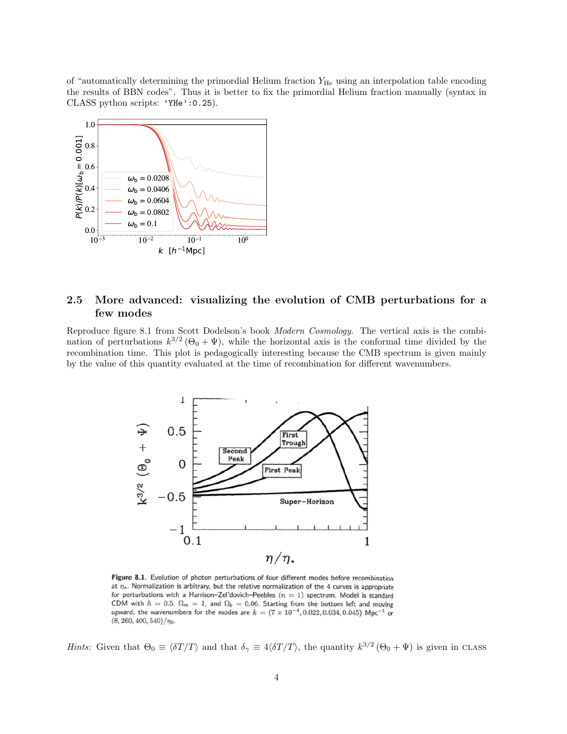of "automatically determining the primordial Helium fraction $Y_{\rm He}$ using an interpolation table encoding the results of BBN codes". Thus it is better to fix the primordial Helium fraction manually (syntax in CLASS python scripts: `'YHe':0.25`).

## 2.5 More advanced: visualizing the evolution of CMB perturbations for a few modes

Reproduce figure 8.1 from Scott Dodelson's book *Modern Cosmology*. The vertical axis is the combination of perturbations $k^{3/2}\left(\Theta_0 + \Psi\right)$, while the horizontal axis is the conformal time divided by the recombination time. This plot is pedagogically interesting because the CMB spectrum is given mainly by the value of this quantity evaluated at the time of recombination for different wavenumbers.

**Figure 8.1.** Evolution of photon perturbations of four different modes before recombination at $\eta_*$. Normalization is arbitrary, but the relative normalization of the 4 curves is appropriate for perturbations with a Harrison–Zel'dovich–Peebles ($n = 1$) spectrum. Model is standard CDM with $h = 0.5$, $\Omega_m = 1$, and $\Omega_b = 0.06$. Starting from the bottom left and moving upward, the wavenumbers for the modes are $k = (7 \times 10^{-4}, 0.022, 0.034, 0.045)$ Mpc$^{-1}$ or $(8, 260, 400, 540)/\eta_0$.

*Hints:* Given that $\Theta_0 \equiv \langle \delta T/T \rangle$ and that $\delta_\gamma \equiv 4\langle \delta T/T \rangle$, the quantity $k^{3/2}\left(\Theta_0 + \Psi\right)$ is given in CLASS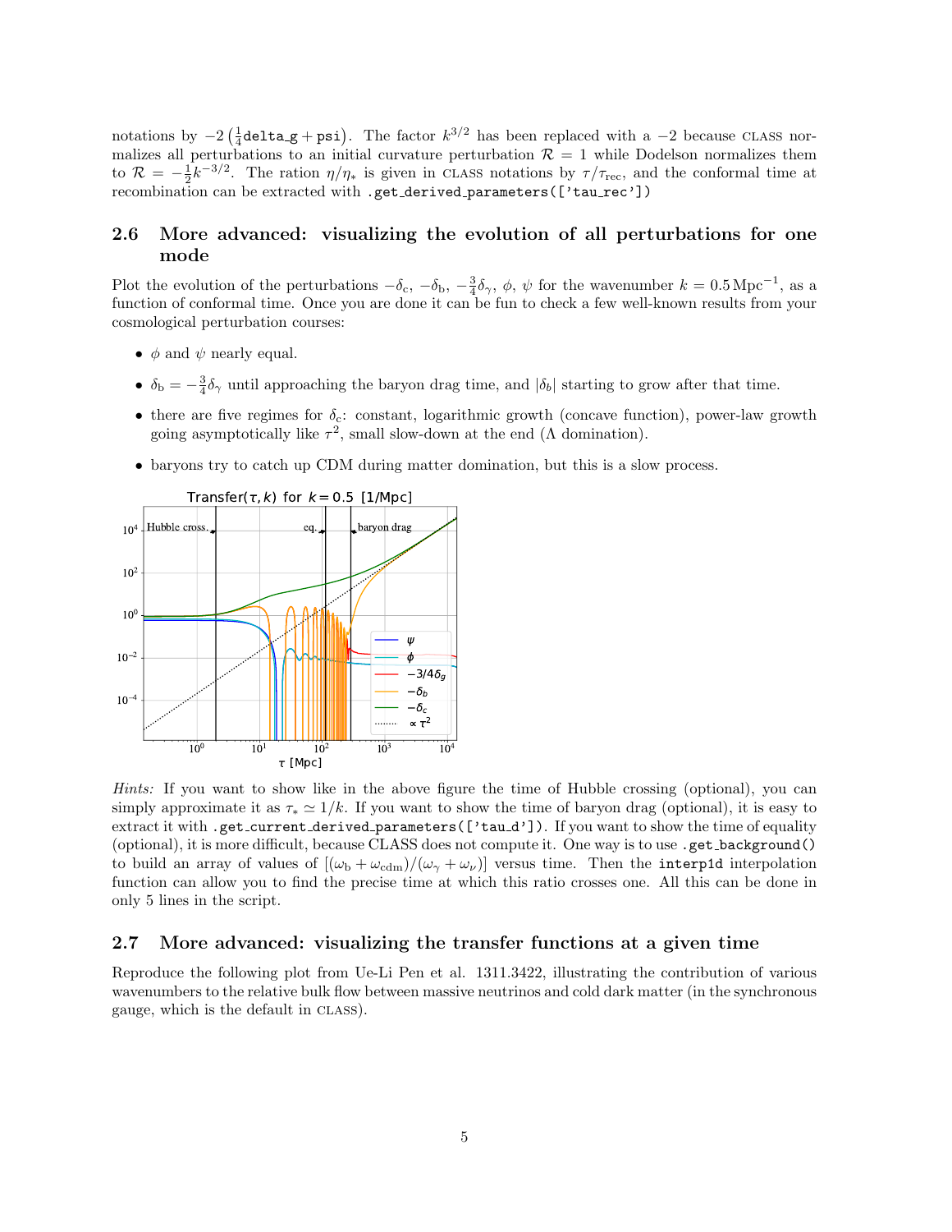notations by $-2\left(\frac{1}{4}\texttt{delta\_g} + \texttt{psi}\right)$. The factor $k^{3/2}$ has been replaced with a $-2$ because CLASS normalizes all perturbations to an initial curvature perturbation $\mathcal{R} = 1$ while Dodelson normalizes them to $\mathcal{R} = -\frac{1}{2}k^{-3/2}$. The ration $\eta/\eta_*$ is given in CLASS notations by $\tau/\tau_{\rm rec}$, and the conformal time at recombination can be extracted with `.get_derived_parameters(['tau_rec'])`

### 2.6 More advanced: visualizing the evolution of all perturbations for one mode

Plot the evolution of the perturbations $-\delta_{\rm c}$, $-\delta_{\rm b}$, $-\frac{3}{4}\delta_\gamma$, $\phi$, $\psi$ for the wavenumber $k = 0.5\,{\rm Mpc}^{-1}$, as a function of conformal time. Once you are done it can be fun to check a few well-known results from your cosmological perturbation courses:

- $\phi$ and $\psi$ nearly equal.
- $\delta_{\rm b} = -\frac{3}{4}\delta_\gamma$ until approaching the baryon drag time, and $|\delta_b|$ starting to grow after that time.
- there are five regimes for $\delta_{\rm c}$: constant, logarithmic growth (concave function), power-law growth going asymptotically like $\tau^2$, small slow-down at the end ($\Lambda$ domination).
- baryons try to catch up CDM during matter domination, but this is a slow process.

*Hints:* If you want to show like in the above figure the time of Hubble crossing (optional), you can simply approximate it as $\tau_* \simeq 1/k$. If you want to show the time of baryon drag (optional), it is easy to extract it with `.get_current_derived_parameters(['tau_d'])`. If you want to show the time of equality (optional), it is more difficult, because CLASS does not compute it. One way is to use `.get_background()` to build an array of values of $[(\omega_{\rm b} + \omega_{\rm cdm})/(\omega_\gamma + \omega_\nu)]$ versus time. Then the `interp1d` interpolation function can allow you to find the precise time at which this ratio crosses one. All this can be done in only 5 lines in the script.

### 2.7 More advanced: visualizing the transfer functions at a given time

Reproduce the following plot from Ue-Li Pen et al. 1311.3422, illustrating the contribution of various wavenumbers to the relative bulk flow between massive neutrinos and cold dark matter (in the synchronous gauge, which is the default in CLASS).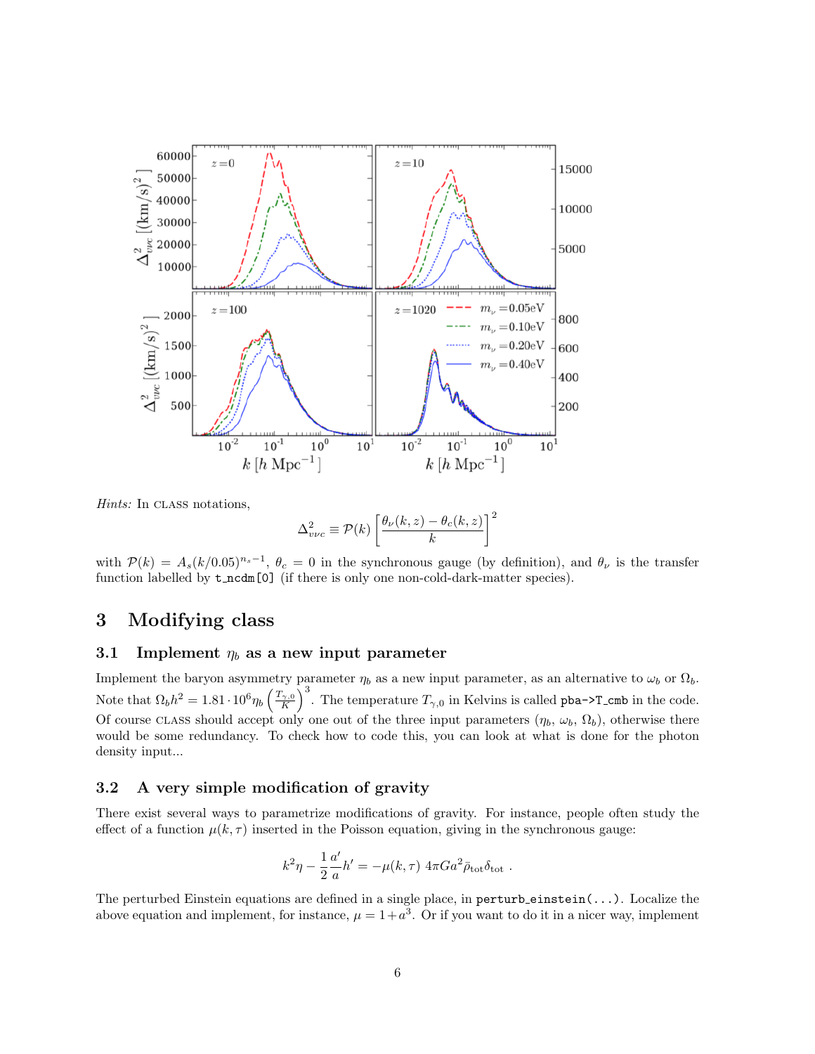*Hints:* In CLASS notations,

$$\Delta^2_{\upsilon\nu c} \equiv \mathcal{P}(k) \left[ \frac{\theta_\nu(k,z) - \theta_c(k,z)}{k} \right]^2$$

with $\mathcal{P}(k) = A_s (k/0.05)^{n_s - 1}$, $\theta_c = 0$ in the synchronous gauge (by definition), and $\theta_\nu$ is the transfer function labelled by `t_ncdm[0]` (if there is only one non-cold-dark-matter species).

# 3 Modifying class

## 3.1 Implement $\eta_b$ as a new input parameter

Implement the baryon asymmetry parameter $\eta_b$ as a new input parameter, as an alternative to $\omega_b$ or $\Omega_b$. Note that $\Omega_b h^2 = 1.81 \cdot 10^6 \eta_b \left(\frac{T_{\gamma,0}}{K}\right)^3$. The temperature $T_{\gamma,0}$ in Kelvins is called `pba->T_cmb` in the code. Of course CLASS should accept only one out of the three input parameters ($\eta_b$, $\omega_b$, $\Omega_b$), otherwise there would be some redundancy. To check how to code this, you can look at what is done for the photon density input...

## 3.2 A very simple modification of gravity

There exist several ways to parametrize modifications of gravity. For instance, people often study the effect of a function $\mu(k, \tau)$ inserted in the Poisson equation, giving in the synchronous gauge:

$$k^2 \eta - \frac{1}{2} \frac{a'}{a} h' = -\mu(k,\tau) \; 4\pi G a^2 \bar{\rho}_{\rm tot} \delta_{\rm tot} \; .$$

The perturbed Einstein equations are defined in a single place, in `perturb_einstein(...)`. Localize the above equation and implement, for instance, $\mu = 1 + a^3$. Or if you want to do it in a nicer way, implement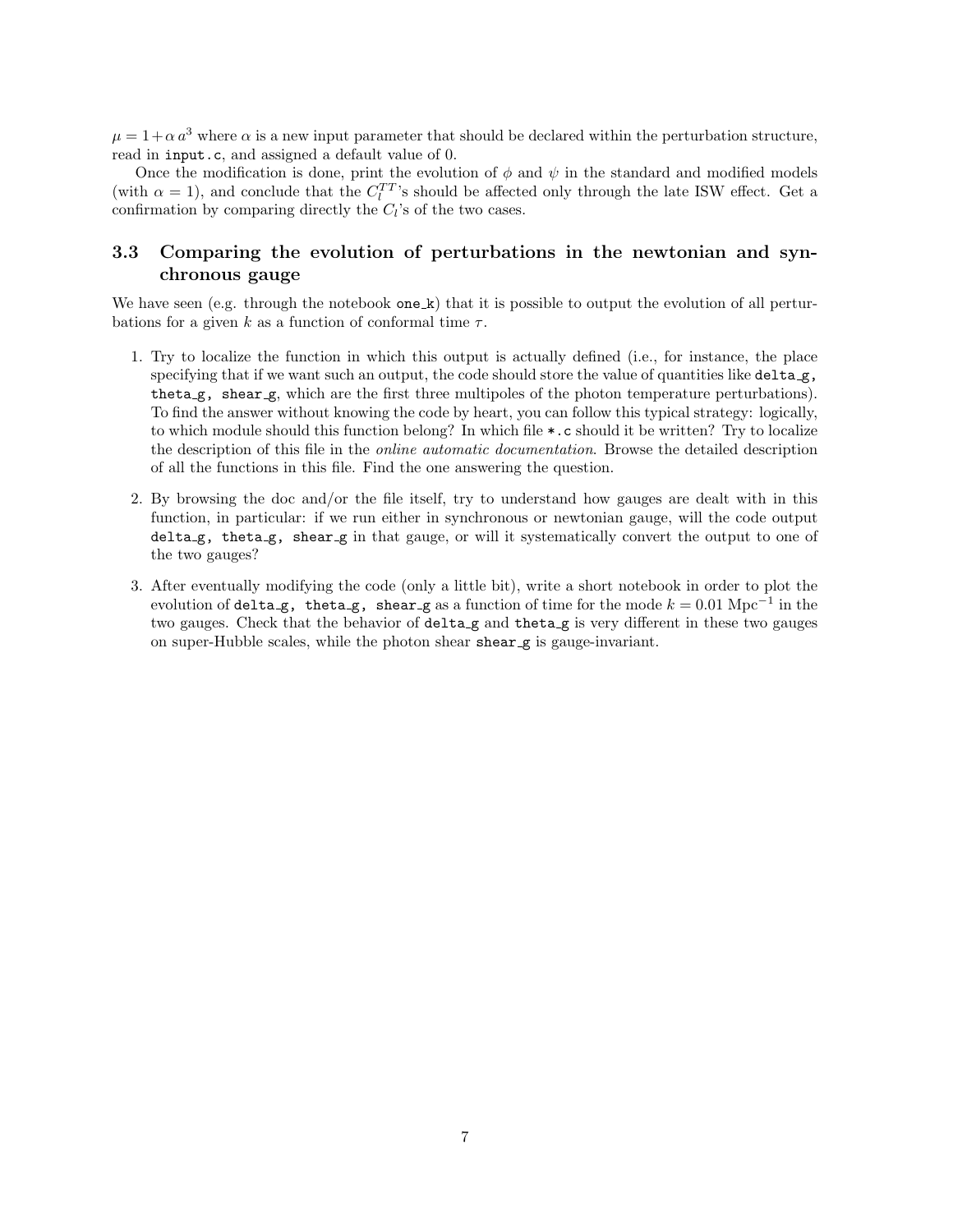$\mu = 1 + \alpha\, a^3$ where $\alpha$ is a new input parameter that should be declared within the perturbation structure, read in `input.c`, and assigned a default value of 0.

Once the modification is done, print the evolution of $\phi$ and $\psi$ in the standard and modified models (with $\alpha = 1$), and conclude that the $C_l^{TT}$'s should be affected only through the late ISW effect. Get a confirmation by comparing directly the $C_l$'s of the two cases.

### 3.3 Comparing the evolution of perturbations in the newtonian and synchronous gauge

We have seen (e.g. through the notebook `one_k`) that it is possible to output the evolution of all perturbations for a given $k$ as a function of conformal time $\tau$.

1. Try to localize the function in which this output is actually defined (i.e., for instance, the place specifying that if we want such an output, the code should store the value of quantities like `delta_g, theta_g, shear_g`, which are the first three multipoles of the photon temperature perturbations). To find the answer without knowing the code by heart, you can follow this typical strategy: logically, to which module should this function belong? In which file `*.c` should it be written? Try to localize the description of this file in the *online automatic documentation*. Browse the detailed description of all the functions in this file. Find the one answering the question.

2. By browsing the doc and/or the file itself, try to understand how gauges are dealt with in this function, in particular: if we run either in synchronous or newtonian gauge, will the code output `delta_g, theta_g, shear_g` in that gauge, or will it systematically convert the output to one of the two gauges?

3. After eventually modifying the code (only a little bit), write a short notebook in order to plot the evolution of `delta_g, theta_g, shear_g` as a function of time for the mode $k = 0.01$ Mpc$^{-1}$ in the two gauges. Check that the behavior of `delta_g` and `theta_g` is very different in these two gauges on super-Hubble scales, while the photon shear `shear_g` is gauge-invariant.